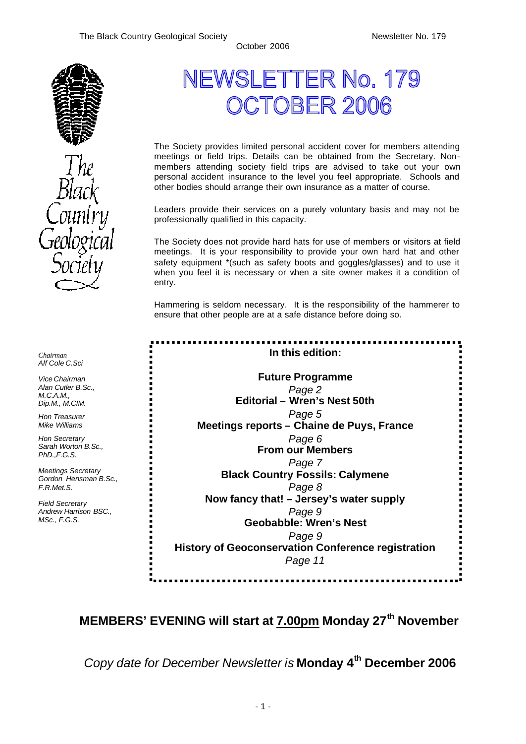# NEWSLETTER No. 179
# OCTOBER 2006

The Society provides limited personal accident cover for members attending meetings or field trips. Details can be obtained from the Secretary. Non-members attending society field trips are advised to take out your own personal accident insurance to the level you feel appropriate. Schools and other bodies should arrange their own insurance as a matter of course.

Leaders provide their services on a purely voluntary basis and may not be professionally qualified in this capacity.

The Society does not provide hard hats for use of members or visitors at field meetings. It is your responsibility to provide your own hard hat and other safety equipment *(such as safety boots and goggles/glasses) and to use it when you feel it is necessary or when a site owner makes it a condition of entry.

Hammering is seldom necessary. It is the responsibility of the hammerer to ensure that other people are at a safe distance before doing so.

*Chairman*
*Alf Cole C.Sci*

*Vice Chairman*
*Alan Cutler B.Sc., M.C.A.M., Dip.M., M.CIM.*

*Hon Treasurer*
*Mike Williams*

*Hon Secretary*
*Sarah Worton B.Sc., PhD.,F.G.S.*

*Meetings Secretary*
*Gordon Hensman B.Sc., F.R.Met.S.*

*Field Secretary*
*Andrew Harrison BSC., MSc., F.G.S.*

**In this edition:**

**Future Programme**
*Page 2*
**Editorial – Wren's Nest 50th**
*Page 5*
**Meetings reports – Chaine de Puys, France**
*Page 6*
**From our Members**
*Page 7*
**Black Country Fossils: Calymene**
*Page 8*
**Now fancy that! – Jersey's water supply**
*Page 9*
**Geobabble: Wren's Nest**
*Page 9*
**History of Geoconservation Conference registration**
*Page 11*

**MEMBERS' EVENING will start at 7.00pm Monday 27th November**

*Copy date for December Newsletter is* **Monday 4th December 2006**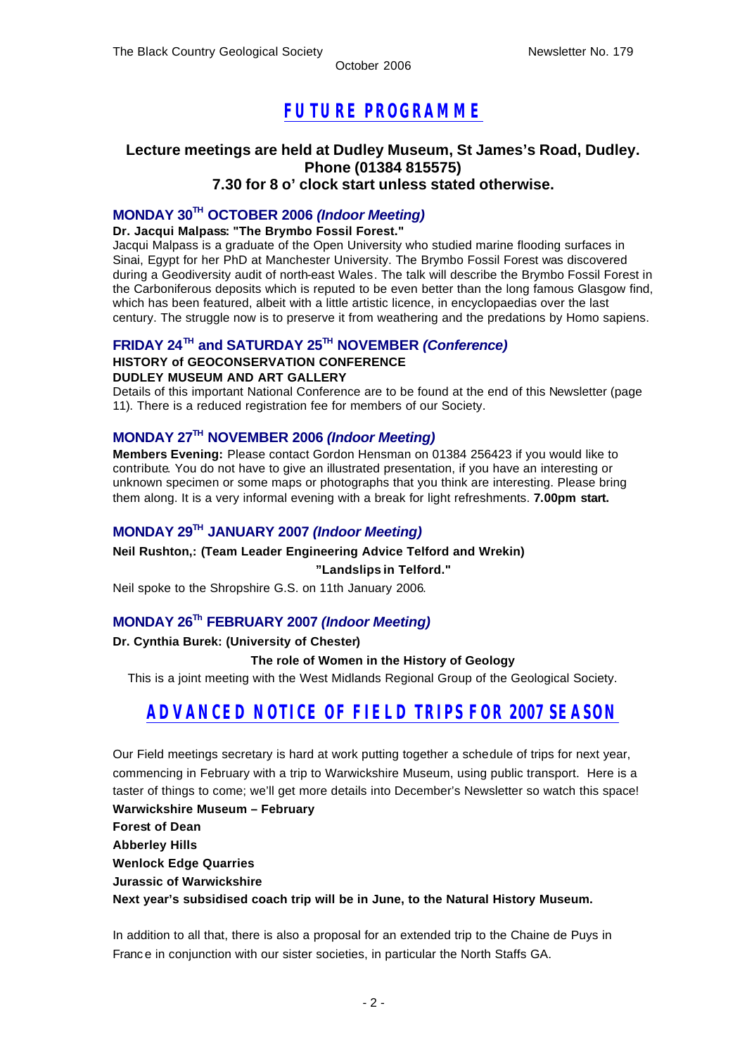# FUTURE PROGRAMME

**Lecture meetings are held at Dudley Museum, St James's Road, Dudley.**
**Phone (01384 815575)**
**7.30 for 8 o' clock start unless stated otherwise.**

## MONDAY 30TH OCTOBER 2006 *(Indoor Meeting)*

**Dr. Jacqui Malpass: "The Brymbo Fossil Forest."**

Jacqui Malpass is a graduate of the Open University who studied marine flooding surfaces in Sinai, Egypt for her PhD at Manchester University. The Brymbo Fossil Forest was discovered during a Geodiversity audit of north-east Wales. The talk will describe the Brymbo Fossil Forest in the Carboniferous deposits which is reputed to be even better than the long famous Glasgow find, which has been featured, albeit with a little artistic licence, in encyclopaedias over the last century. The struggle now is to preserve it from weathering and the predations by Homo sapiens.

## FRIDAY 24TH and SATURDAY 25TH NOVEMBER *(Conference)*

**HISTORY of GEOCONSERVATION CONFERENCE**
**DUDLEY MUSEUM AND ART GALLERY**

Details of this important National Conference are to be found at the end of this Newsletter (page 11). There is a reduced registration fee for members of our Society.

## MONDAY 27TH NOVEMBER 2006 *(Indoor Meeting)*

**Members Evening:** Please contact Gordon Hensman on 01384 256423 if you would like to contribute. You do not have to give an illustrated presentation, if you have an interesting or unknown specimen or some maps or photographs that you think are interesting. Please bring them along. It is a very informal evening with a break for light refreshments. **7.00pm start.**

## MONDAY 29TH JANUARY 2007 *(Indoor Meeting)*

**Neil Rushton,: (Team Leader Engineering Advice Telford and Wrekin)**

**"Landslips in Telford."**

Neil spoke to the Shropshire G.S. on 11th January 2006.

## MONDAY 26Th FEBRUARY 2007 *(Indoor Meeting)*

**Dr. Cynthia Burek: (University of Chester)**

**The role of Women in the History of Geology**

This is a joint meeting with the West Midlands Regional Group of the Geological Society.

# ADVANCED NOTICE OF FIELD TRIPS FOR 2007 SEASON

Our Field meetings secretary is hard at work putting together a schedule of trips for next year, commencing in February with a trip to Warwickshire Museum, using public transport. Here is a taster of things to come; we'll get more details into December's Newsletter so watch this space!

**Warwickshire Museum – February**
**Forest of Dean**
**Abberley Hills**
**Wenlock Edge Quarries**
**Jurassic of Warwickshire**
**Next year's subsidised coach trip will be in June, to the Natural History Museum.**

In addition to all that, there is also a proposal for an extended trip to the Chaine de Puys in France in conjunction with our sister societies, in particular the North Staffs GA.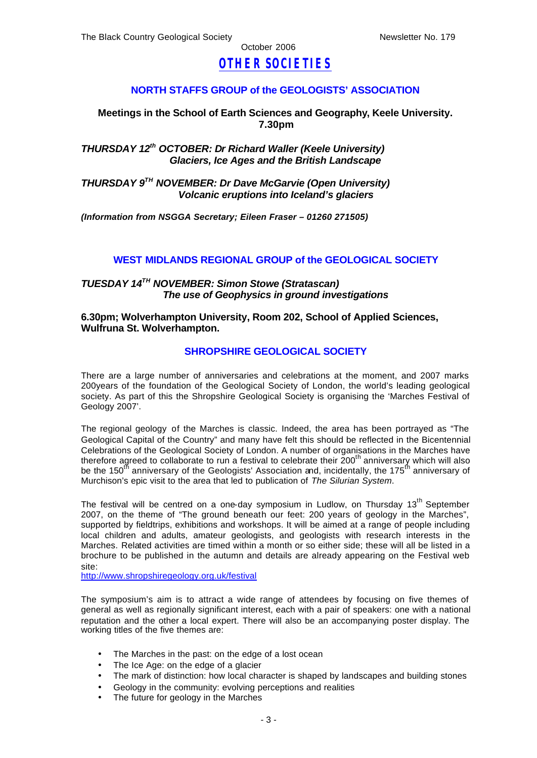# OTHER SOCIETIES

## NORTH STAFFS GROUP of the GEOLOGISTS' ASSOCIATION

**Meetings in the School of Earth Sciences and Geography, Keele University. 7.30pm**

***THURSDAY 12th OCTOBER: Dr Richard Waller (Keele University)***
***Glaciers, Ice Ages and the British Landscape***

***THURSDAY 9TH NOVEMBER: Dr Dave McGarvie (Open University)***
***Volcanic eruptions into Iceland's glaciers***

***(Information from NSGGA Secretary; Eileen Fraser – 01260 271505)***

## WEST MIDLANDS REGIONAL GROUP of the GEOLOGICAL SOCIETY

***TUESDAY 14TH NOVEMBER: Simon Stowe (Stratascan)***
***The use of Geophysics in ground investigations***

**6.30pm; Wolverhampton University, Room 202, School of Applied Sciences, Wulfruna St. Wolverhampton.**

## SHROPSHIRE GEOLOGICAL SOCIETY

There are a large number of anniversaries and celebrations at the moment, and 2007 marks 200years of the foundation of the Geological Society of London, the world's leading geological society. As part of this the Shropshire Geological Society is organising the 'Marches Festival of Geology 2007'.

The regional geology of the Marches is classic. Indeed, the area has been portrayed as "The Geological Capital of the Country" and many have felt this should be reflected in the Bicentennial Celebrations of the Geological Society of London. A number of organisations in the Marches have therefore agreed to collaborate to run a festival to celebrate their 200th anniversary which will also be the 150th anniversary of the Geologists' Association and, incidentally, the 175th anniversary of Murchison's epic visit to the area that led to publication of *The Silurian System*.

The festival will be centred on a one-day symposium in Ludlow, on Thursday 13th September 2007, on the theme of "The ground beneath our feet: 200 years of geology in the Marches", supported by fieldtrips, exhibitions and workshops. It will be aimed at a range of people including local children and adults, amateur geologists, and geologists with research interests in the Marches. Related activities are timed within a month or so either side; these will all be listed in a brochure to be published in the autumn and details are already appearing on the Festival web site:
http://www.shropshiregeology.org.uk/festival

The symposium's aim is to attract a wide range of attendees by focusing on five themes of general as well as regionally significant interest, each with a pair of speakers: one with a national reputation and the other a local expert. There will also be an accompanying poster display. The working titles of the five themes are:

- The Marches in the past: on the edge of a lost ocean
- The Ice Age: on the edge of a glacier
- The mark of distinction: how local character is shaped by landscapes and building stones
- Geology in the community: evolving perceptions and realities
- The future for geology in the Marches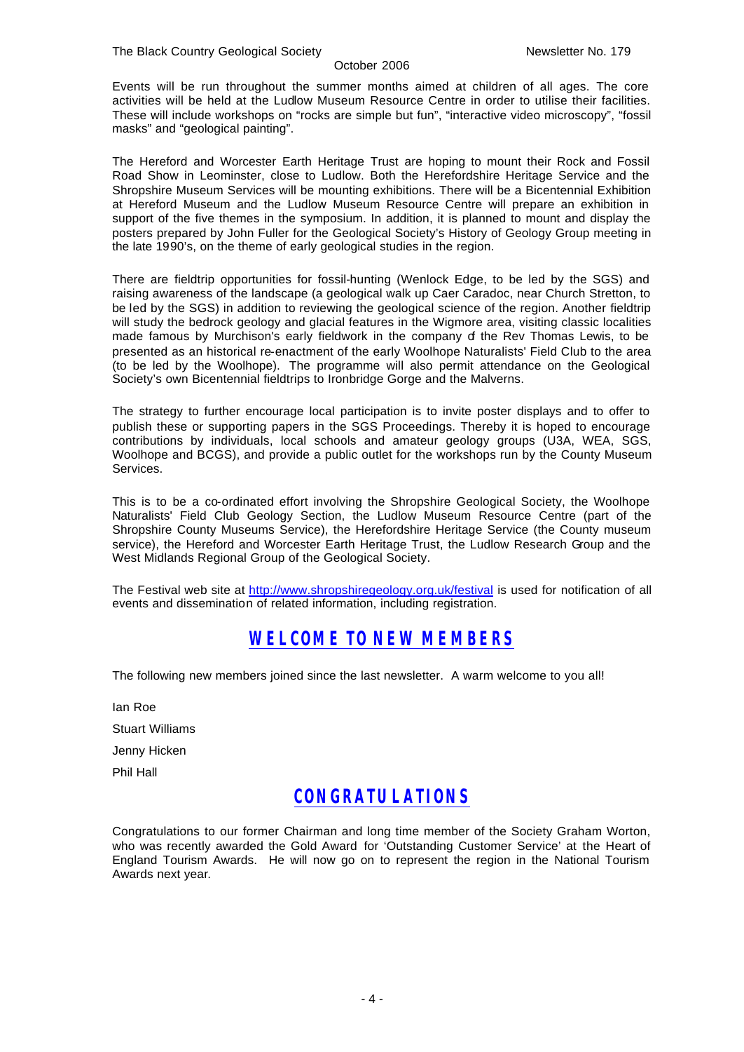Events will be run throughout the summer months aimed at children of all ages. The core activities will be held at the Ludlow Museum Resource Centre in order to utilise their facilities. These will include workshops on "rocks are simple but fun", "interactive video microscopy", "fossil masks" and "geological painting".

The Hereford and Worcester Earth Heritage Trust are hoping to mount their Rock and Fossil Road Show in Leominster, close to Ludlow. Both the Herefordshire Heritage Service and the Shropshire Museum Services will be mounting exhibitions. There will be a Bicentennial Exhibition at Hereford Museum and the Ludlow Museum Resource Centre will prepare an exhibition in support of the five themes in the symposium. In addition, it is planned to mount and display the posters prepared by John Fuller for the Geological Society's History of Geology Group meeting in the late 1990's, on the theme of early geological studies in the region.

There are fieldtrip opportunities for fossil-hunting (Wenlock Edge, to be led by the SGS) and raising awareness of the landscape (a geological walk up Caer Caradoc, near Church Stretton, to be led by the SGS) in addition to reviewing the geological science of the region. Another fieldtrip will study the bedrock geology and glacial features in the Wigmore area, visiting classic localities made famous by Murchison's early fieldwork in the company of the Rev Thomas Lewis, to be presented as an historical re-enactment of the early Woolhope Naturalists' Field Club to the area (to be led by the Woolhope). The programme will also permit attendance on the Geological Society's own Bicentennial fieldtrips to Ironbridge Gorge and the Malverns.

The strategy to further encourage local participation is to invite poster displays and to offer to publish these or supporting papers in the SGS Proceedings. Thereby it is hoped to encourage contributions by individuals, local schools and amateur geology groups (U3A, WEA, SGS, Woolhope and BCGS), and provide a public outlet for the workshops run by the County Museum Services.

This is to be a co-ordinated effort involving the Shropshire Geological Society, the Woolhope Naturalists' Field Club Geology Section, the Ludlow Museum Resource Centre (part of the Shropshire County Museums Service), the Herefordshire Heritage Service (the County museum service), the Hereford and Worcester Earth Heritage Trust, the Ludlow Research Group and the West Midlands Regional Group of the Geological Society.

The Festival web site at http://www.shropshiregeology.org.uk/festival is used for notification of all events and dissemination of related information, including registration.

## WELCOME TO NEW MEMBERS

The following new members joined since the last newsletter. A warm welcome to you all!

Ian Roe

Stuart Williams

Jenny Hicken

Phil Hall

## CONGRATULATIONS

Congratulations to our former Chairman and long time member of the Society Graham Worton, who was recently awarded the Gold Award for 'Outstanding Customer Service' at the Heart of England Tourism Awards. He will now go on to represent the region in the National Tourism Awards next year.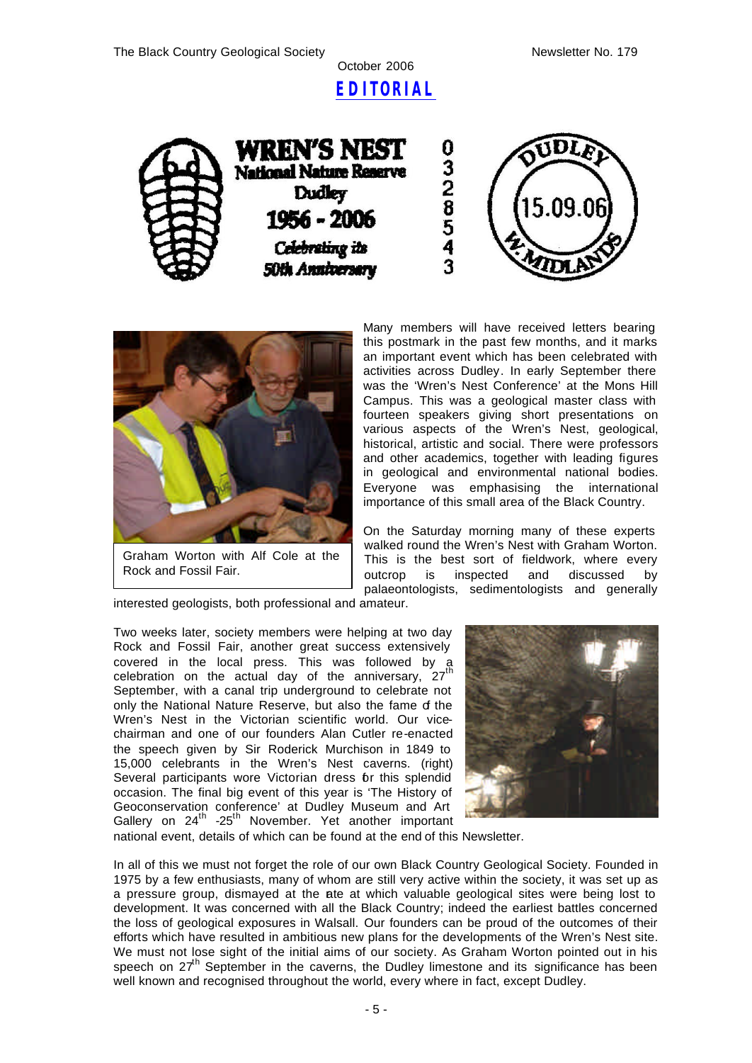# EDITORIAL

WREN'S NEST
National Nature Reserve
Dudley
1956 - 2006
*Celebrating its 50th Anniversary*

Graham Worton with Alf Cole at the Rock and Fossil Fair.

Many members will have received letters bearing this postmark in the past few months, and it marks an important event which has been celebrated with activities across Dudley. In early September there was the 'Wren's Nest Conference' at the Mons Hill Campus. This was a geological master class with fourteen speakers giving short presentations on various aspects of the Wren's Nest, geological, historical, artistic and social. There were professors and other academics, together with leading figures in geological and environmental national bodies. Everyone was emphasising the international importance of this small area of the Black Country.

On the Saturday morning many of these experts walked round the Wren's Nest with Graham Worton. This is the best sort of fieldwork, where every outcrop is inspected and discussed by palaeontologists, sedimentologists and generally interested geologists, both professional and amateur.

Two weeks later, society members were helping at two day Rock and Fossil Fair, another great success extensively covered in the local press. This was followed by a celebration on the actual day of the anniversary, 27th September, with a canal trip underground to celebrate not only the National Nature Reserve, but also the fame of the Wren's Nest in the Victorian scientific world. Our vice-chairman and one of our founders Alan Cutler re-enacted the speech given by Sir Roderick Murchison in 1849 to 15,000 celebrants in the Wren's Nest caverns. (right) Several participants wore Victorian dress for this splendid occasion. The final big event of this year is 'The History of Geoconservation conference' at Dudley Museum and Art Gallery on 24th -25th November. Yet another important national event, details of which can be found at the end of this Newsletter.

In all of this we must not forget the role of our own Black Country Geological Society. Founded in 1975 by a few enthusiasts, many of whom are still very active within the society, it was set up as a pressure group, dismayed at the rate at which valuable geological sites were being lost to development. It was concerned with all the Black Country; indeed the earliest battles concerned the loss of geological exposures in Walsall. Our founders can be proud of the outcomes of their efforts which have resulted in ambitious new plans for the developments of the Wren's Nest site. We must not lose sight of the initial aims of our society. As Graham Worton pointed out in his speech on 27th September in the caverns, the Dudley limestone and its significance has been well known and recognised throughout the world, every where in fact, except Dudley.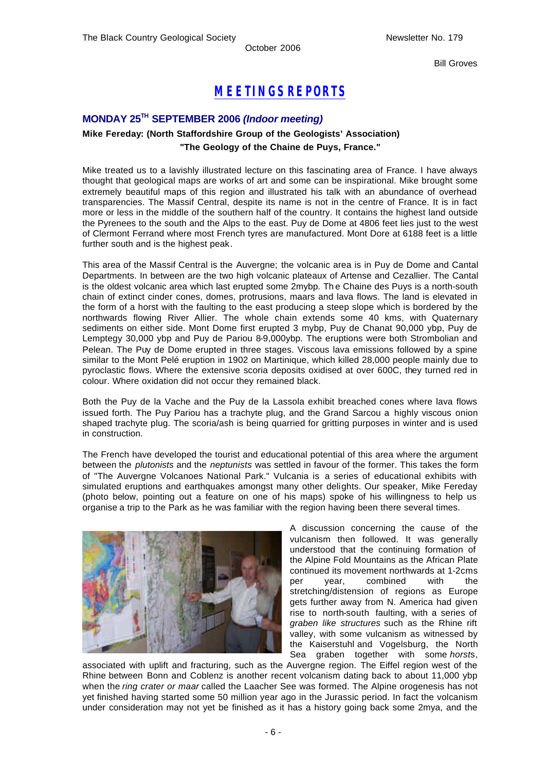Bill Groves

# MEETINGS REPORTS

## MONDAY 25TH SEPTEMBER 2006 *(Indoor meeting)*

**Mike Fereday: (North Staffordshire Group of the Geologists' Association)**
**"The Geology of the Chaine de Puys, France."**

Mike treated us to a lavishly illustrated lecture on this fascinating area of France. I have always thought that geological maps are works of art and some can be inspirational. Mike brought some extremely beautiful maps of this region and illustrated his talk with an abundance of overhead transparencies. The Massif Central, despite its name is not in the centre of France. It is in fact more or less in the middle of the southern half of the country. It contains the highest land outside the Pyrenees to the south and the Alps to the east. Puy de Dome at 4806 feet lies just to the west of Clermont Ferrand where most French tyres are manufactured. Mont Dore at 6188 feet is a little further south and is the highest peak.

This area of the Massif Central is the Auvergne; the volcanic area is in Puy de Dome and Cantal Departments. In between are the two high volcanic plateaux of Artense and Cezallier. The Cantal is the oldest volcanic area which last erupted some 2mybp. The Chaine des Puys is a north-south chain of extinct cinder cones, domes, protrusions, maars and lava flows. The land is elevated in the form of a horst with the faulting to the east producing a steep slope which is bordered by the northwards flowing River Allier. The whole chain extends some 40 kms, with Quaternary sediments on either side. Mont Dome first erupted 3 mybp, Puy de Chanat 90,000 ybp, Puy de Lemptegy 30,000 ybp and Puy de Pariou 8-9,000ybp. The eruptions were both Strombolian and Pelean. The Puy de Dome erupted in three stages. Viscous lava emissions followed by a spine similar to the Mont Pelé eruption in 1902 on Martinique, which killed 28,000 people mainly due to pyroclastic flows. Where the extensive scoria deposits oxidised at over 600C, they turned red in colour. Where oxidation did not occur they remained black.

Both the Puy de la Vache and the Puy de la Lassola exhibit breached cones where lava flows issued forth. The Puy Pariou has a trachyte plug, and the Grand Sarcou a highly viscous onion shaped trachyte plug. The scoria/ash is being quarried for gritting purposes in winter and is used in construction.

The French have developed the tourist and educational potential of this area where the argument between the *plutonists* and the *neptunists* was settled in favour of the former. This takes the form of "The Auvergne Volcanoes National Park." Vulcania is a series of educational exhibits with simulated eruptions and earthquakes amongst many other delights. Our speaker, Mike Fereday (photo below, pointing out a feature on one of his maps) spoke of his willingness to help us organise a trip to the Park as he was familiar with the region having been there several times.

A discussion concerning the cause of the vulcanism then followed. It was generally understood that the continuing formation of the Alpine Fold Mountains as the African Plate continued its movement northwards at 1-2cms per year, combined with the stretching/distension of regions as Europe gets further away from N. America had given rise to north-south faulting, with a series of *graben like structures* such as the Rhine rift valley, with some vulcanism as witnessed by the Kaiserstuhl and Vogelsburg, the North Sea graben together with some *horsts*, associated with uplift and fracturing, such as the Auvergne region. The Eiffel region west of the Rhine between Bonn and Coblenz is another recent volcanism dating back to about 11,000 ybp when the *ring crater or maar* called the Laacher See was formed. The Alpine orogenesis has not yet finished having started some 50 million year ago in the Jurassic period. In fact the volcanism under consideration may not yet be finished as it has a history going back some 2mya, and the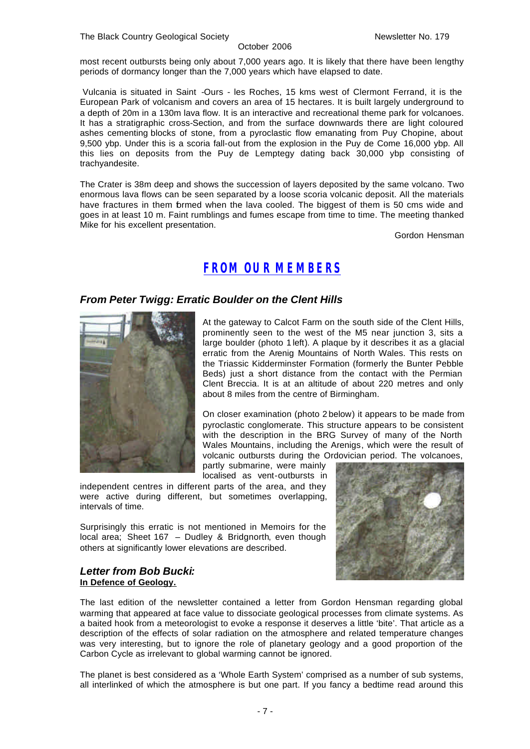most recent outbursts being only about 7,000 years ago. It is likely that there have been lengthy periods of dormancy longer than the 7,000 years which have elapsed to date.

Vulcania is situated in Saint -Ours - les Roches, 15 kms west of Clermont Ferrand, it is the European Park of volcanism and covers an area of 15 hectares. It is built largely underground to a depth of 20m in a 130m lava flow. It is an interactive and recreational theme park for volcanoes. It has a stratigraphic cross-Section, and from the surface downwards there are light coloured ashes cementing blocks of stone, from a pyroclastic flow emanating from Puy Chopine, about 9,500 ybp. Under this is a scoria fall-out from the explosion in the Puy de Come 16,000 ybp. All this lies on deposits from the Puy de Lemptegy dating back 30,000 ybp consisting of trachyandesite.

The Crater is 38m deep and shows the succession of layers deposited by the same volcano. Two enormous lava flows can be seen separated by a loose scoria volcanic deposit. All the materials have fractures in them formed when the lava cooled. The biggest of them is 50 cms wide and goes in at least 10 m. Faint rumblings and fumes escape from time to time. The meeting thanked Mike for his excellent presentation.

Gordon Hensman

## FROM OUR MEMBERS

### *From Peter Twigg: Erratic Boulder on the Clent Hills*

At the gateway to Calcot Farm on the south side of the Clent Hills, prominently seen to the west of the M5 near junction 3, sits a large boulder (photo 1 left). A plaque by it describes it as a glacial erratic from the Arenig Mountains of North Wales. This rests on the Triassic Kidderminster Formation (formerly the Bunter Pebble Beds) just a short distance from the contact with the Permian Clent Breccia. It is at an altitude of about 220 metres and only about 8 miles from the centre of Birmingham.

On closer examination (photo 2 below) it appears to be made from pyroclastic conglomerate. This structure appears to be consistent with the description in the BRG Survey of many of the North Wales Mountains, including the Arenigs, which were the result of volcanic outbursts during the Ordovician period. The volcanoes, partly submarine, were mainly localised as vent-outbursts in independent centres in different parts of the area, and they were active during different, but sometimes overlapping, intervals of time.

Surprisingly this erratic is not mentioned in Memoirs for the local area; Sheet 167 – Dudley & Bridgnorth, even though others at significantly lower elevations are described.

### *Letter from Bob Bucki:*

**In Defence of Geology.**

The last edition of the newsletter contained a letter from Gordon Hensman regarding global warming that appeared at face value to dissociate geological processes from climate systems. As a baited hook from a meteorologist to evoke a response it deserves a little 'bite'. That article as a description of the effects of solar radiation on the atmosphere and related temperature changes was very interesting, but to ignore the role of planetary geology and a good proportion of the Carbon Cycle as irrelevant to global warming cannot be ignored.

The planet is best considered as a 'Whole Earth System' comprised as a number of sub systems, all interlinked of which the atmosphere is but one part. If you fancy a bedtime read around this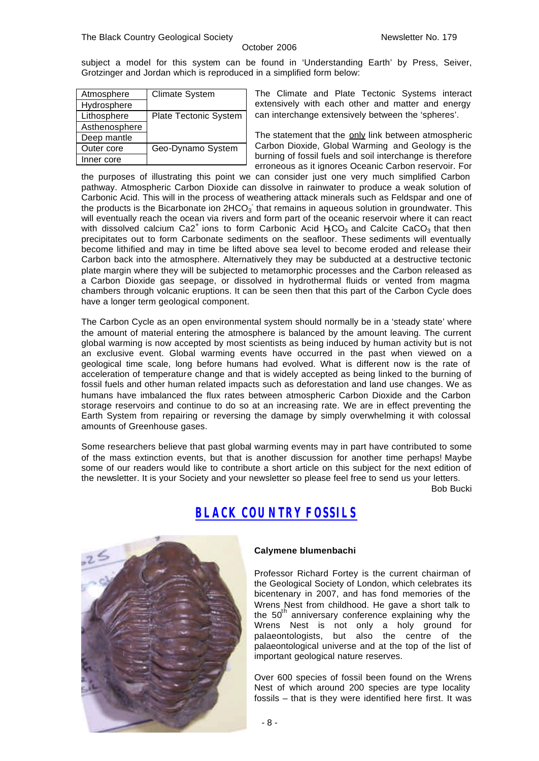subject a model for this system can be found in 'Understanding Earth' by Press, Seiver, Grotzinger and Jordan which is reproduced in a simplified form below:

| Atmosphere | Climate System |
|---|---|
| Hydrosphere | |
| Lithosphere | Plate Tectonic System |
| Asthenosphere | |
| Deep mantle | |
| Outer core | Geo-Dynamo System |
| Inner core | |

The Climate and Plate Tectonic Systems interact extensively with each other and matter and energy can interchange extensively between the 'spheres'.

The statement that the only link between atmospheric Carbon Dioxide, Global Warming and Geology is the burning of fossil fuels and soil interchange is therefore erroneous as it ignores Oceanic Carbon reservoir. For the purposes of illustrating this point we can consider just one very much simplified Carbon pathway. Atmospheric Carbon Dioxide can dissolve in rainwater to produce a weak solution of Carbonic Acid. This will in the process of weathering attack minerals such as Feldspar and one of the products is the Bicarbonate ion $2HCO_3^-$ that remains in aqueous solution in groundwater. This will eventually reach the ocean via rivers and form part of the oceanic reservoir where it can react with dissolved calcium $Ca2^+$ ions to form Carbonic Acid $H_2CO_3$ and Calcite $CaCO_3$ that then precipitates out to form Carbonate sediments on the seafloor. These sediments will eventually become lithified and may in time be lifted above sea level to become eroded and release their Carbon back into the atmosphere. Alternatively they may be subducted at a destructive tectonic plate margin where they will be subjected to metamorphic processes and the Carbon released as a Carbon Dioxide gas seepage, or dissolved in hydrothermal fluids or vented from magma chambers through volcanic eruptions. It can be seen then that this part of the Carbon Cycle does have a longer term geological component.

The Carbon Cycle as an open environmental system should normally be in a 'steady state' where the amount of material entering the atmosphere is balanced by the amount leaving. The current global warming is now accepted by most scientists as being induced by human activity but is not an exclusive event. Global warming events have occurred in the past when viewed on a geological time scale, long before humans had evolved. What is different now is the rate of acceleration of temperature change and that is widely accepted as being linked to the burning of fossil fuels and other human related impacts such as deforestation and land use changes. We as humans have imbalanced the flux rates between atmospheric Carbon Dioxide and the Carbon storage reservoirs and continue to do so at an increasing rate. We are in effect preventing the Earth System from repairing or reversing the damage by simply overwhelming it with colossal amounts of Greenhouse gases.

Some researchers believe that past global warming events may in part have contributed to some of the mass extinction events, but that is another discussion for another time perhaps! Maybe some of our readers would like to contribute a short article on this subject for the next edition of the newsletter. It is your Society and your newsletter so please feel free to send us your letters.

Bob Bucki

## BLACK COUNTRY FOSSILS

**Calymene blumenbachi**

Professor Richard Fortey is the current chairman of the Geological Society of London, which celebrates its bicentenary in 2007, and has fond memories of the Wrens Nest from childhood. He gave a short talk to the 50th anniversary conference explaining why the Wrens Nest is not only a holy ground for palaeontologists, but also the centre of the palaeontological universe and at the top of the list of important geological nature reserves.

Over 600 species of fossil been found on the Wrens Nest of which around 200 species are type locality fossils – that is they were identified here first. It was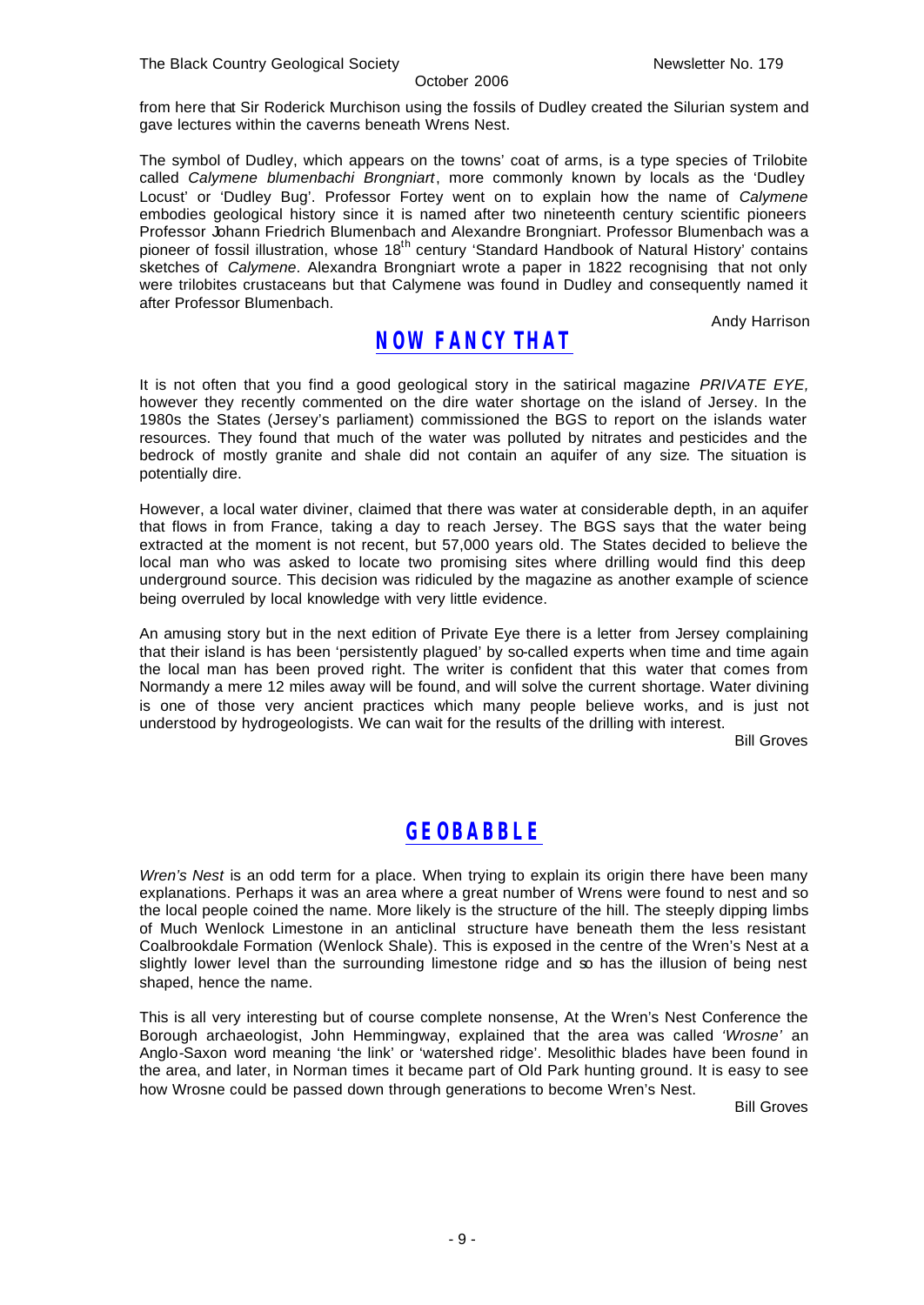from here that Sir Roderick Murchison using the fossils of Dudley created the Silurian system and gave lectures within the caverns beneath Wrens Nest.

The symbol of Dudley, which appears on the towns' coat of arms, is a type species of Trilobite called *Calymene blumenbachi Brongniart*, more commonly known by locals as the 'Dudley Locust' or 'Dudley Bug'. Professor Fortey went on to explain how the name of *Calymene* embodies geological history since it is named after two nineteenth century scientific pioneers Professor Johann Friedrich Blumenbach and Alexandre Brongniart. Professor Blumenbach was a pioneer of fossil illustration, whose 18th century 'Standard Handbook of Natural History' contains sketches of *Calymene*. Alexandra Brongniart wrote a paper in 1822 recognising that not only were trilobites crustaceans but that Calymene was found in Dudley and consequently named it after Professor Blumenbach.

Andy Harrison

## NOW FANCY THAT

It is not often that you find a good geological story in the satirical magazine *PRIVATE EYE,* however they recently commented on the dire water shortage on the island of Jersey. In the 1980s the States (Jersey's parliament) commissioned the BGS to report on the islands water resources. They found that much of the water was polluted by nitrates and pesticides and the bedrock of mostly granite and shale did not contain an aquifer of any size. The situation is potentially dire.

However, a local water diviner, claimed that there was water at considerable depth, in an aquifer that flows in from France, taking a day to reach Jersey. The BGS says that the water being extracted at the moment is not recent, but 57,000 years old. The States decided to believe the local man who was asked to locate two promising sites where drilling would find this deep underground source. This decision was ridiculed by the magazine as another example of science being overruled by local knowledge with very little evidence.

An amusing story but in the next edition of Private Eye there is a letter from Jersey complaining that their island is has been 'persistently plagued' by so-called experts when time and time again the local man has been proved right. The writer is confident that this water that comes from Normandy a mere 12 miles away will be found, and will solve the current shortage. Water divining is one of those very ancient practices which many people believe works, and is just not understood by hydrogeologists. We can wait for the results of the drilling with interest.

Bill Groves

## GEOBABBLE

*Wren's Nest* is an odd term for a place. When trying to explain its origin there have been many explanations. Perhaps it was an area where a great number of Wrens were found to nest and so the local people coined the name. More likely is the structure of the hill. The steeply dipping limbs of Much Wenlock Limestone in an anticlinal structure have beneath them the less resistant Coalbrookdale Formation (Wenlock Shale). This is exposed in the centre of the Wren's Nest at a slightly lower level than the surrounding limestone ridge and so has the illusion of being nest shaped, hence the name.

This is all very interesting but of course complete nonsense, At the Wren's Nest Conference the Borough archaeologist, John Hemmingway, explained that the area was called *'Wrosne'* an Anglo-Saxon word meaning 'the link' or 'watershed ridge'. Mesolithic blades have been found in the area, and later, in Norman times it became part of Old Park hunting ground. It is easy to see how Wrosne could be passed down through generations to become Wren's Nest.

Bill Groves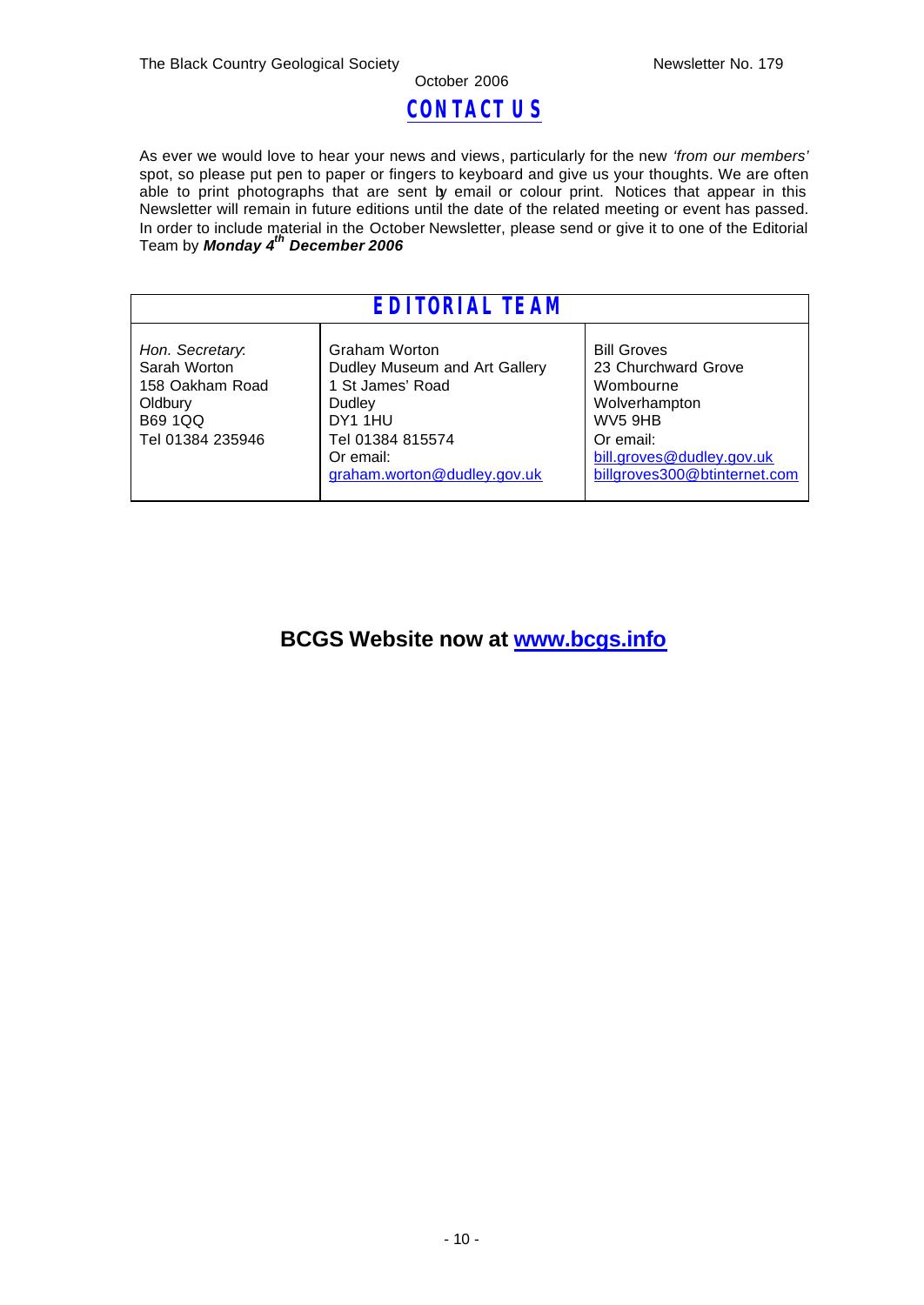## CONTACT US

As ever we would love to hear your news and views, particularly for the new *'from our members'* spot, so please put pen to paper or fingers to keyboard and give us your thoughts. We are often able to print photographs that are sent by email or colour print. Notices that appear in this Newsletter will remain in future editions until the date of the related meeting or event has passed. In order to include material in the October Newsletter, please send or give it to one of the Editorial Team by ***Monday 4th December 2006***

| EDITORIAL TEAM | | |
|---|---|---|
| *Hon. Secretary*:<br>Sarah Worton<br>158 Oakham Road<br>Oldbury<br>B69 1QQ<br>Tel 01384 235946 | Graham Worton<br>Dudley Museum and Art Gallery<br>1 St James' Road<br>Dudley<br>DY1 1HU<br>Tel 01384 815574<br>Or email:<br>graham.worton@dudley.gov.uk | Bill Groves<br>23 Churchward Grove<br>Wombourne<br>Wolverhampton<br>WV5 9HB<br>Or email:<br>bill.groves@dudley.gov.uk<br>billgroves300@btinternet.com |

**BCGS Website now at www.bcgs.info**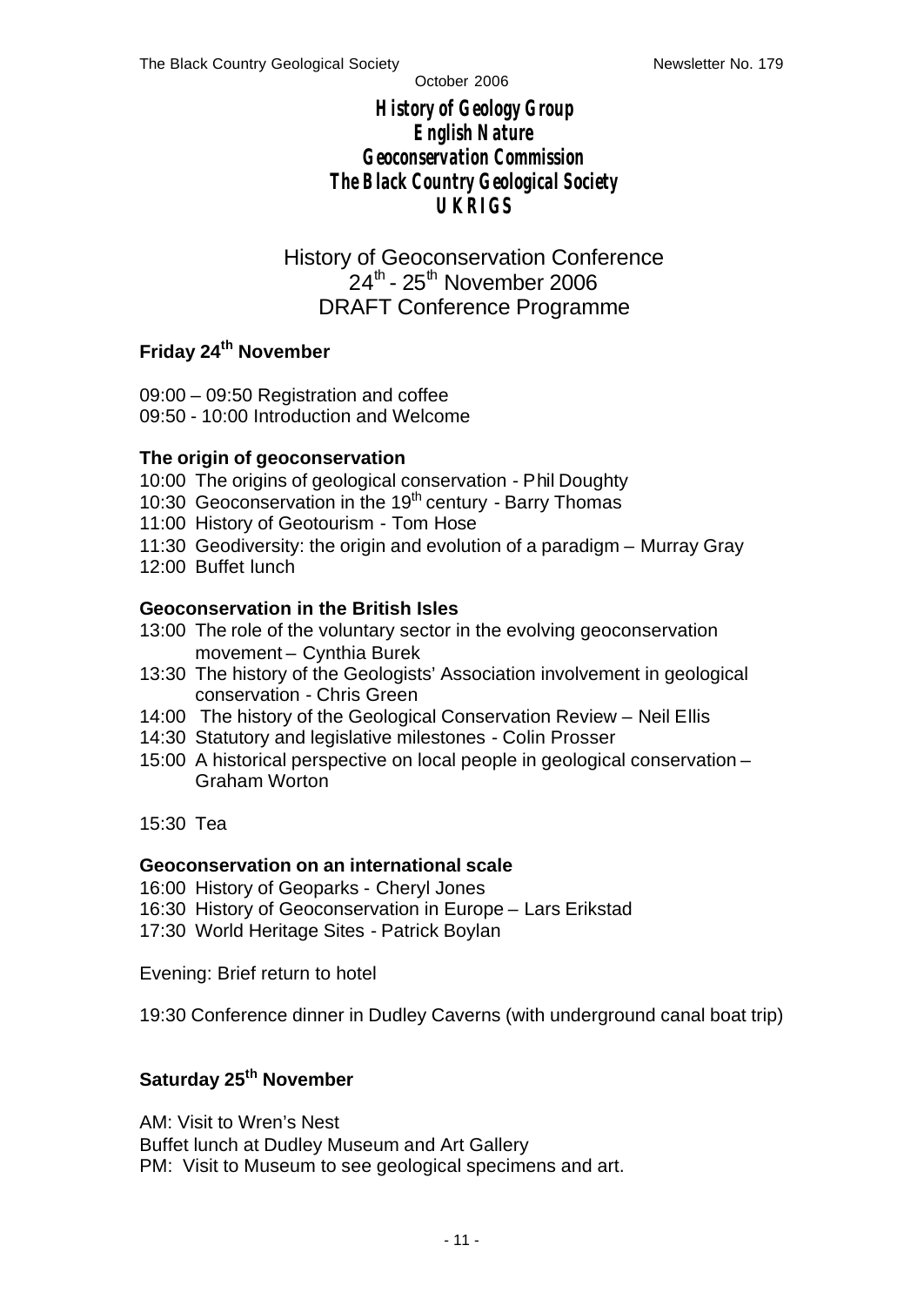**_History of Geology Group_**
**_English Nature_**
**_Geoconservation Commission_**
**_The Black Country Geological Society_**
**_UKRIGS_**

# History of Geoconservation Conference
## $24^{th}$ - $25^{th}$ November 2006
## DRAFT Conference Programme

### Friday $24^{th}$ November

09:00 – 09:50 Registration and coffee
09:50 - 10:00 Introduction and Welcome

**The origin of geoconservation**

10:00 The origins of geological conservation - Phil Doughty
10:30 Geoconservation in the $19^{th}$ century - Barry Thomas
11:00 History of Geotourism - Tom Hose
11:30 Geodiversity: the origin and evolution of a paradigm – Murray Gray
12:00 Buffet lunch

**Geoconservation in the British Isles**

13:00 The role of the voluntary sector in the evolving geoconservation movement – Cynthia Burek
13:30 The history of the Geologists' Association involvement in geological conservation - Chris Green
14:00 The history of the Geological Conservation Review – Neil Ellis
14:30 Statutory and legislative milestones - Colin Prosser
15:00 A historical perspective on local people in geological conservation – Graham Worton

15:30 Tea

**Geoconservation on an international scale**

16:00 History of Geoparks - Cheryl Jones
16:30 History of Geoconservation in Europe – Lars Erikstad
17:30 World Heritage Sites - Patrick Boylan

Evening: Brief return to hotel

19:30 Conference dinner in Dudley Caverns (with underground canal boat trip)

### Saturday $25^{th}$ November

AM: Visit to Wren's Nest
Buffet lunch at Dudley Museum and Art Gallery
PM: Visit to Museum to see geological specimens and art.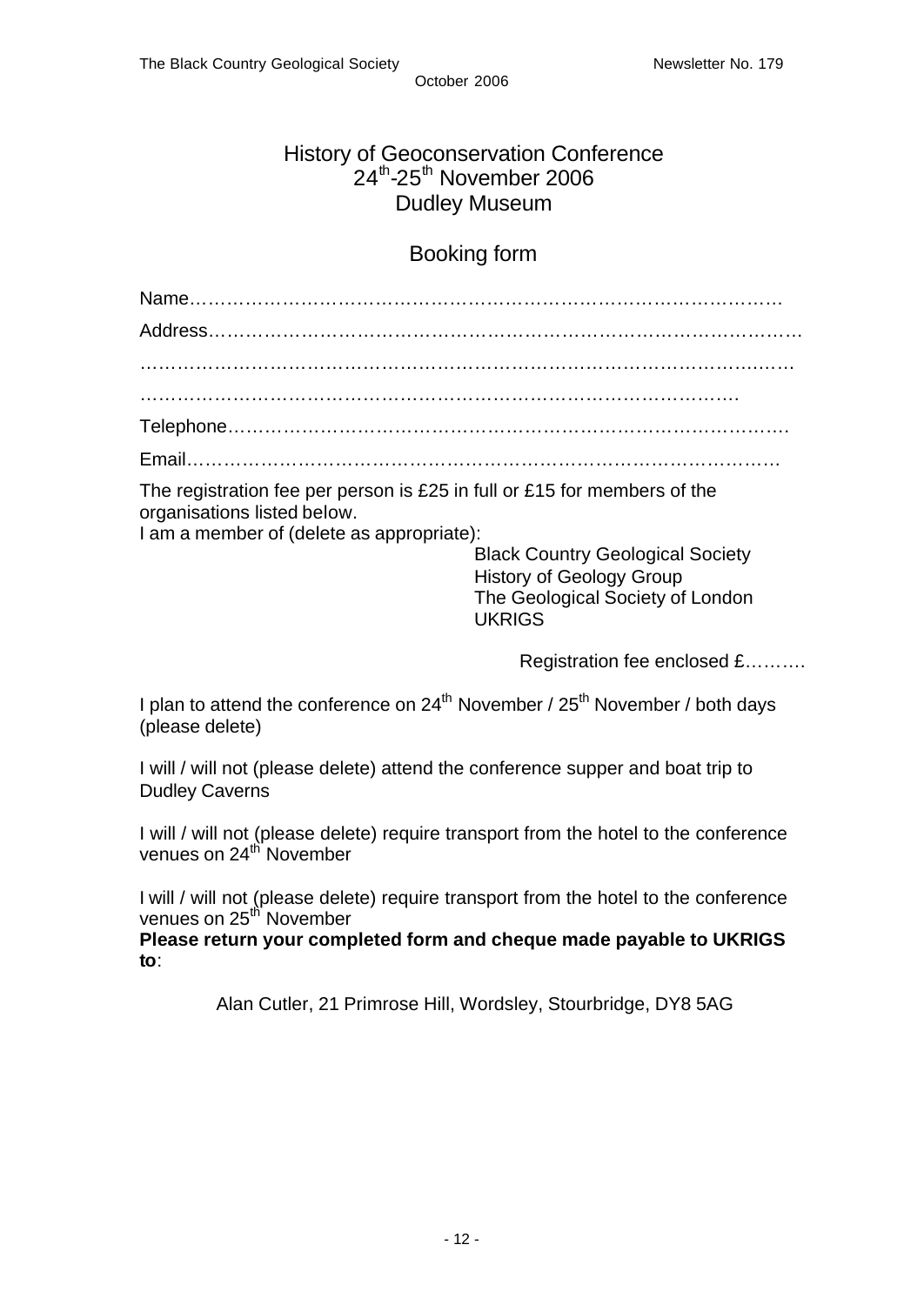# History of Geoconservation Conference
## 24th-25th November 2006
## Dudley Museum

## Booking form

Name……………………………………………………………………………………

Address…………………………………………………………………………………

………………………………………………………………………………………………

……………………………………………………………………………………

Telephone………………………………………………………………………………

Email……………………………………………………………………………………

The registration fee per person is £25 in full or £15 for members of the organisations listed below.
I am a member of (delete as appropriate):

Black Country Geological Society
History of Geology Group
The Geological Society of London
UKRIGS

Registration fee enclosed £……….

I plan to attend the conference on 24th November / 25th November / both days (please delete)

I will / will not (please delete) attend the conference supper and boat trip to Dudley Caverns

I will / will not (please delete) require transport from the hotel to the conference venues on 24th November

I will / will not (please delete) require transport from the hotel to the conference venues on 25th November

**Please return your completed form and cheque made payable to UKRIGS to**:

Alan Cutler, 21 Primrose Hill, Wordsley, Stourbridge, DY8 5AG